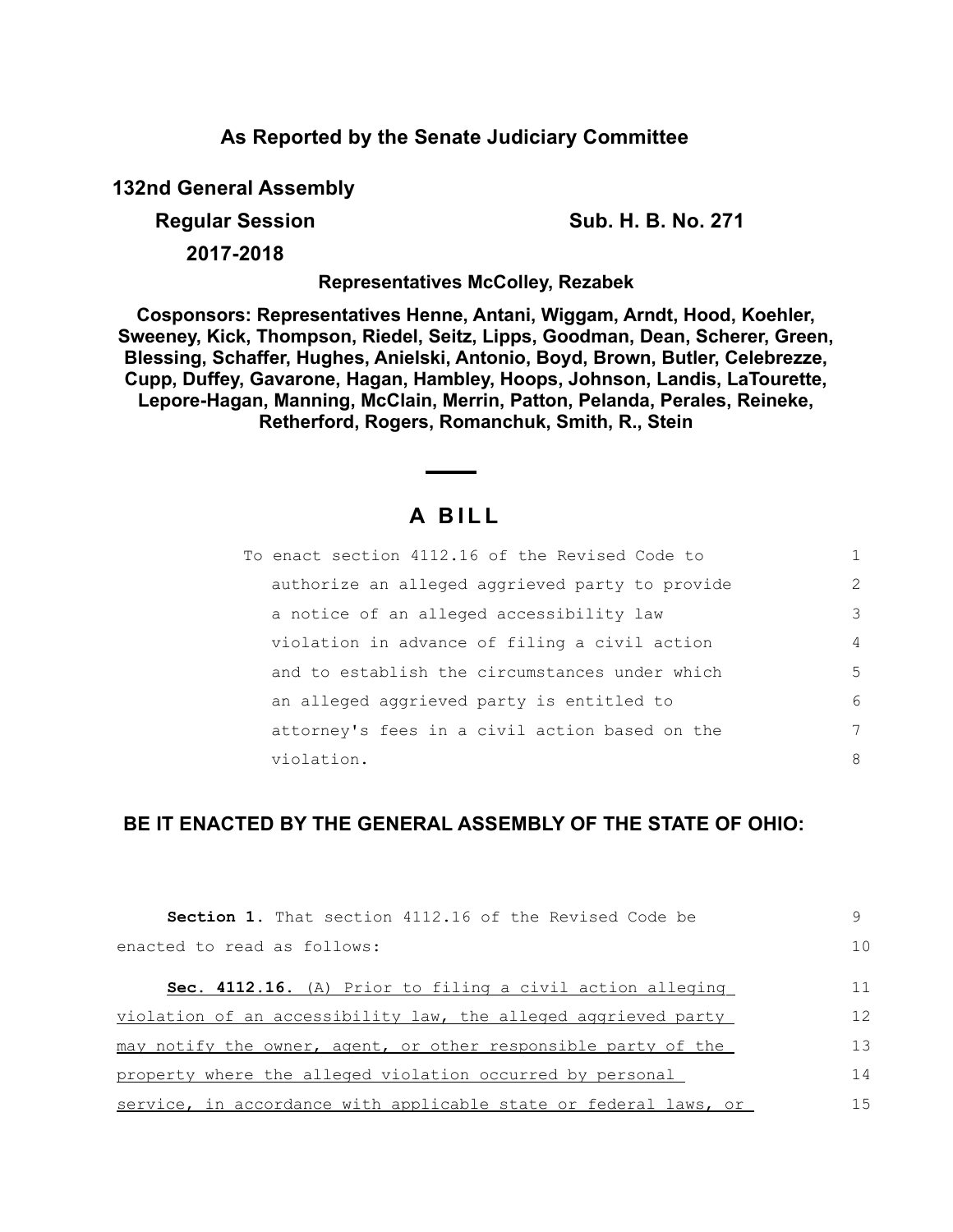## As Reported by the Senate Judiciary Committee

**132nd General Assembly**

**Regular Session** **Sub. H. B. No. 271**

**2017-2018**

**Representatives McColley, Rezabek**

**Cosponsors: Representatives Henne, Antani, Wiggam, Arndt, Hood, Koehler, Sweeney, Kick, Thompson, Riedel, Seitz, Lipps, Goodman, Dean, Scherer, Green, Blessing, Schaffer, Hughes, Anielski, Antonio, Boyd, Brown, Butler, Celebrezze, Cupp, Duffey, Gavarone, Hagan, Hambley, Hoops, Johnson, Landis, LaTourette, Lepore-Hagan, Manning, McClain, Merrin, Patton, Pelanda, Perales, Reineke, Retherford, Rogers, Romanchuk, Smith, R., Stein**

# A BILL

To enact section 4112.16 of the Revised Code to authorize an alleged aggrieved party to provide a notice of an alleged accessibility law violation in advance of filing a civil action and to establish the circumstances under which an alleged aggrieved party is entitled to attorney's fees in a civil action based on the violation.

**BE IT ENACTED BY THE GENERAL ASSEMBLY OF THE STATE OF OHIO:**

**Section 1.** That section 4112.16 of the Revised Code be enacted to read as follows:

**Sec. 4112.16.** (A) Prior to filing a civil action alleging violation of an accessibility law, the alleged aggrieved party may notify the owner, agent, or other responsible party of the property where the alleged violation occurred by personal service, in accordance with applicable state or federal laws, or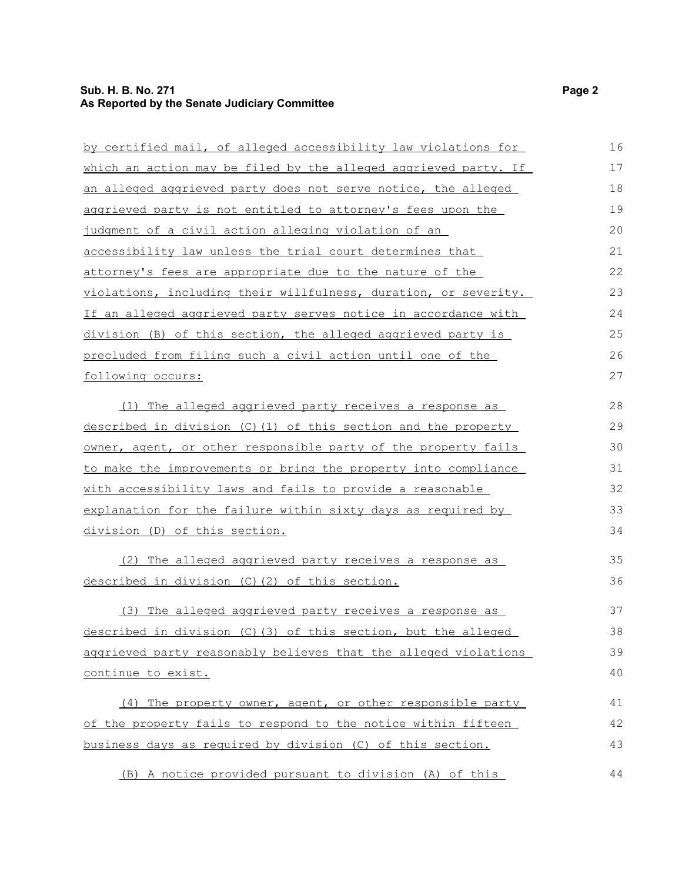by certified mail, of alleged accessibility law violations for which an action may be filed by the alleged aggrieved party. If an alleged aggrieved party does not serve notice, the alleged aggrieved party is not entitled to attorney's fees upon the judgment of a civil action alleging violation of an accessibility law unless the trial court determines that attorney's fees are appropriate due to the nature of the violations, including their willfulness, duration, or severity. If an alleged aggrieved party serves notice in accordance with division (B) of this section, the alleged aggrieved party is precluded from filing such a civil action until one of the following occurs:

(1) The alleged aggrieved party receives a response as described in division (C)(1) of this section and the property owner, agent, or other responsible party of the property fails to make the improvements or bring the property into compliance with accessibility laws and fails to provide a reasonable explanation for the failure within sixty days as required by division (D) of this section.

(2) The alleged aggrieved party receives a response as described in division (C)(2) of this section.

(3) The alleged aggrieved party receives a response as described in division (C)(3) of this section, but the alleged aggrieved party reasonably believes that the alleged violations continue to exist.

(4) The property owner, agent, or other responsible party of the property fails to respond to the notice within fifteen business days as required by division (C) of this section.

(B) A notice provided pursuant to division (A) of this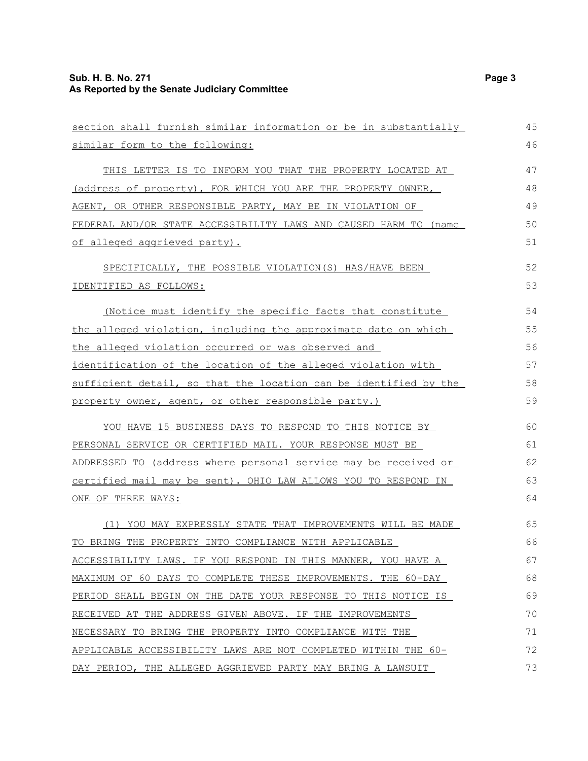section shall furnish similar information or be in substantially similar form to the following:

THIS LETTER IS TO INFORM YOU THAT THE PROPERTY LOCATED AT (address of property), FOR WHICH YOU ARE THE PROPERTY OWNER, AGENT, OR OTHER RESPONSIBLE PARTY, MAY BE IN VIOLATION OF FEDERAL AND/OR STATE ACCESSIBILITY LAWS AND CAUSED HARM TO (name of alleged aggrieved party).

SPECIFICALLY, THE POSSIBLE VIOLATION(S) HAS/HAVE BEEN IDENTIFIED AS FOLLOWS:

(Notice must identify the specific facts that constitute the alleged violation, including the approximate date on which the alleged violation occurred or was observed and identification of the location of the alleged violation with sufficient detail, so that the location can be identified by the property owner, agent, or other responsible party.)

YOU HAVE 15 BUSINESS DAYS TO RESPOND TO THIS NOTICE BY PERSONAL SERVICE OR CERTIFIED MAIL. YOUR RESPONSE MUST BE ADDRESSED TO (address where personal service may be received or certified mail may be sent). OHIO LAW ALLOWS YOU TO RESPOND IN ONE OF THREE WAYS:

(1) YOU MAY EXPRESSLY STATE THAT IMPROVEMENTS WILL BE MADE TO BRING THE PROPERTY INTO COMPLIANCE WITH APPLICABLE ACCESSIBILITY LAWS. IF YOU RESPOND IN THIS MANNER, YOU HAVE A MAXIMUM OF 60 DAYS TO COMPLETE THESE IMPROVEMENTS. THE 60-DAY PERIOD SHALL BEGIN ON THE DATE YOUR RESPONSE TO THIS NOTICE IS RECEIVED AT THE ADDRESS GIVEN ABOVE. IF THE IMPROVEMENTS NECESSARY TO BRING THE PROPERTY INTO COMPLIANCE WITH THE APPLICABLE ACCESSIBILITY LAWS ARE NOT COMPLETED WITHIN THE 60-DAY PERIOD, THE ALLEGED AGGRIEVED PARTY MAY BRING A LAWSUIT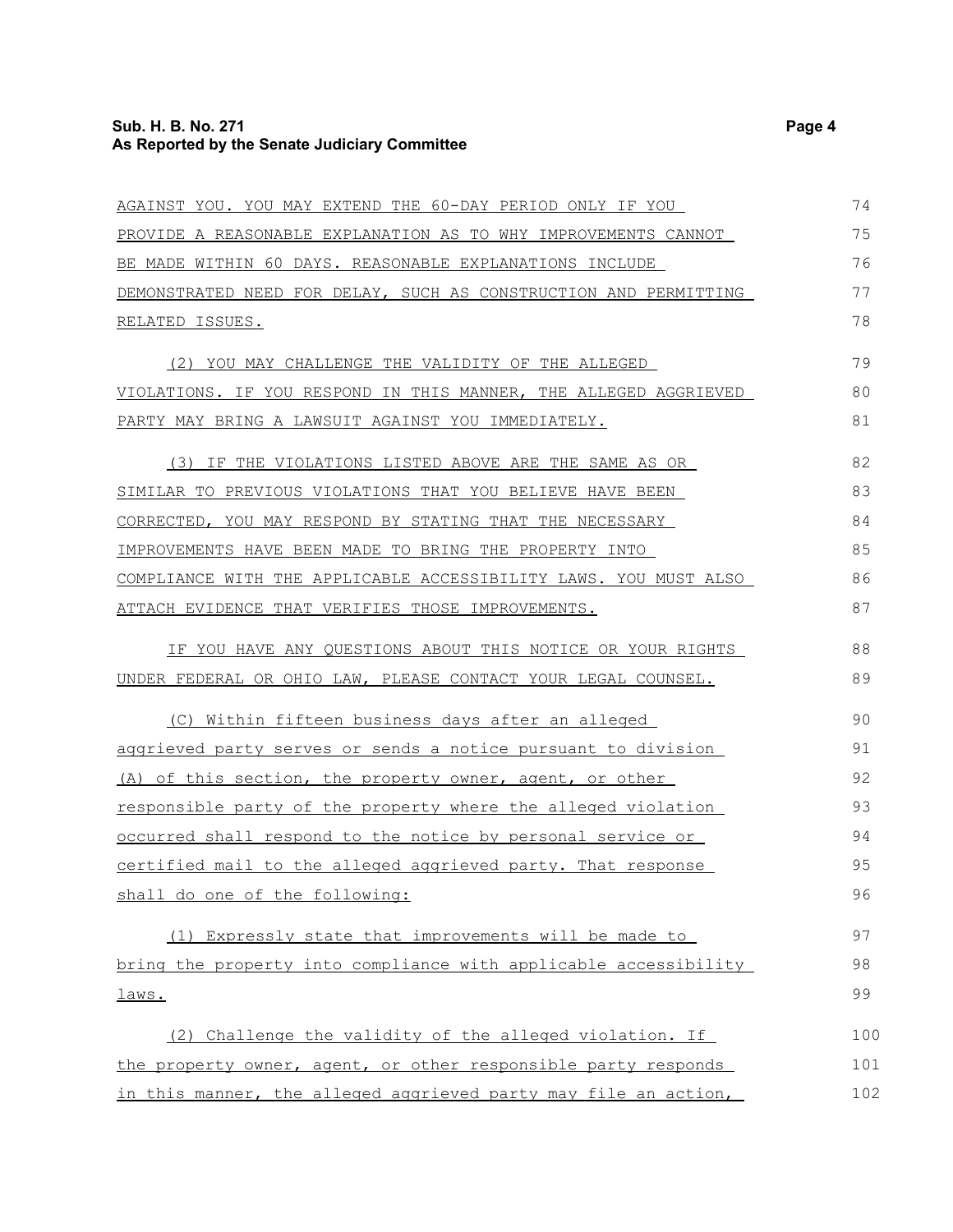AGAINST YOU. YOU MAY EXTEND THE 60-DAY PERIOD ONLY IF YOU PROVIDE A REASONABLE EXPLANATION AS TO WHY IMPROVEMENTS CANNOT BE MADE WITHIN 60 DAYS. REASONABLE EXPLANATIONS INCLUDE DEMONSTRATED NEED FOR DELAY, SUCH AS CONSTRUCTION AND PERMITTING RELATED ISSUES.

(2) YOU MAY CHALLENGE THE VALIDITY OF THE ALLEGED VIOLATIONS. IF YOU RESPOND IN THIS MANNER, THE ALLEGED AGGRIEVED PARTY MAY BRING A LAWSUIT AGAINST YOU IMMEDIATELY.

(3) IF THE VIOLATIONS LISTED ABOVE ARE THE SAME AS OR SIMILAR TO PREVIOUS VIOLATIONS THAT YOU BELIEVE HAVE BEEN CORRECTED, YOU MAY RESPOND BY STATING THAT THE NECESSARY IMPROVEMENTS HAVE BEEN MADE TO BRING THE PROPERTY INTO COMPLIANCE WITH THE APPLICABLE ACCESSIBILITY LAWS. YOU MUST ALSO ATTACH EVIDENCE THAT VERIFIES THOSE IMPROVEMENTS.

IF YOU HAVE ANY QUESTIONS ABOUT THIS NOTICE OR YOUR RIGHTS UNDER FEDERAL OR OHIO LAW, PLEASE CONTACT YOUR LEGAL COUNSEL.

(C) Within fifteen business days after an alleged aggrieved party serves or sends a notice pursuant to division (A) of this section, the property owner, agent, or other responsible party of the property where the alleged violation occurred shall respond to the notice by personal service or certified mail to the alleged aggrieved party. That response shall do one of the following:

(1) Expressly state that improvements will be made to bring the property into compliance with applicable accessibility laws.

(2) Challenge the validity of the alleged violation. If the property owner, agent, or other responsible party responds in this manner, the alleged aggrieved party may file an action,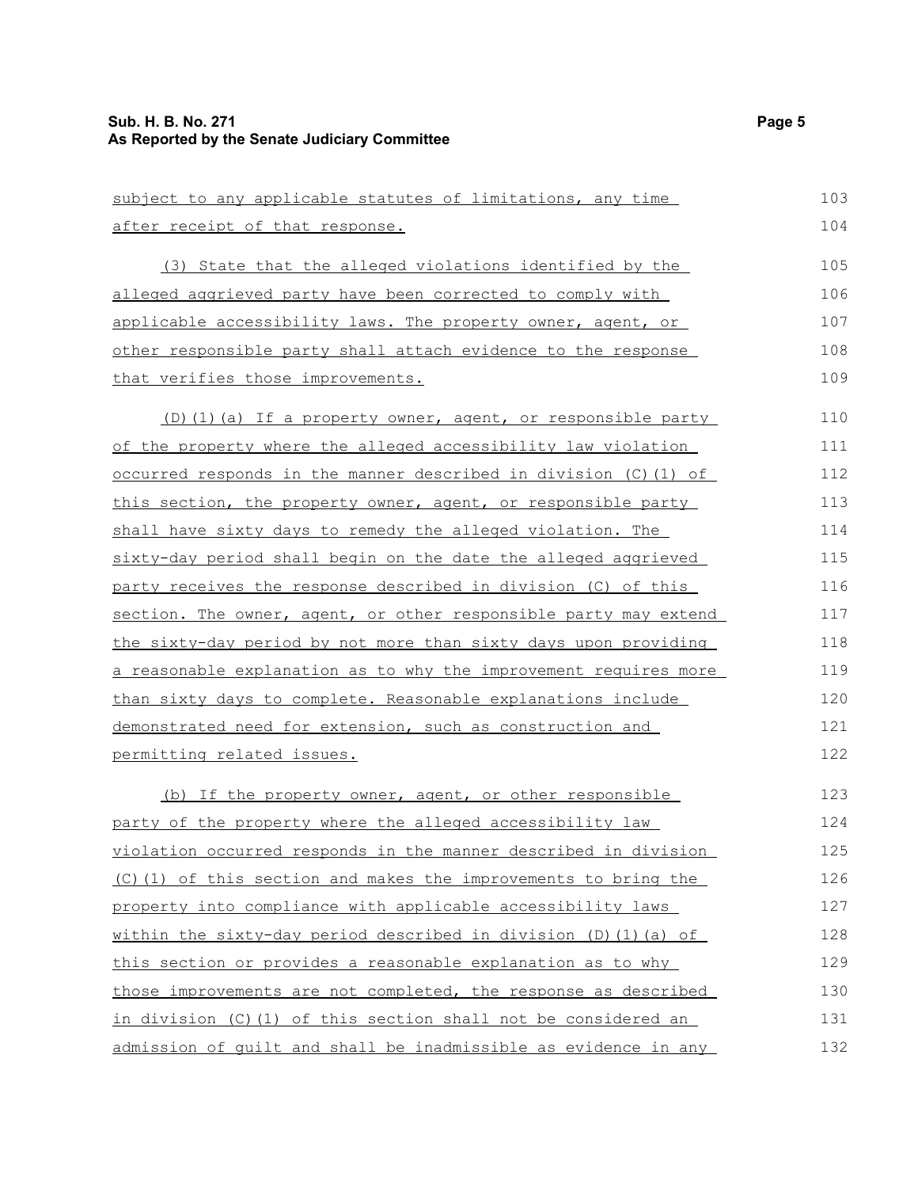subject to any applicable statutes of limitations, any time after receipt of that response.

(3) State that the alleged violations identified by the alleged aggrieved party have been corrected to comply with applicable accessibility laws. The property owner, agent, or other responsible party shall attach evidence to the response that verifies those improvements.

(D)(1)(a) If a property owner, agent, or responsible party of the property where the alleged accessibility law violation occurred responds in the manner described in division (C)(1) of this section, the property owner, agent, or responsible party shall have sixty days to remedy the alleged violation. The sixty-day period shall begin on the date the alleged aggrieved party receives the response described in division (C) of this section. The owner, agent, or other responsible party may extend the sixty-day period by not more than sixty days upon providing a reasonable explanation as to why the improvement requires more than sixty days to complete. Reasonable explanations include demonstrated need for extension, such as construction and permitting related issues.

(b) If the property owner, agent, or other responsible party of the property where the alleged accessibility law violation occurred responds in the manner described in division (C)(1) of this section and makes the improvements to bring the property into compliance with applicable accessibility laws within the sixty-day period described in division (D)(1)(a) of this section or provides a reasonable explanation as to why those improvements are not completed, the response as described in division (C)(1) of this section shall not be considered an admission of guilt and shall be inadmissible as evidence in any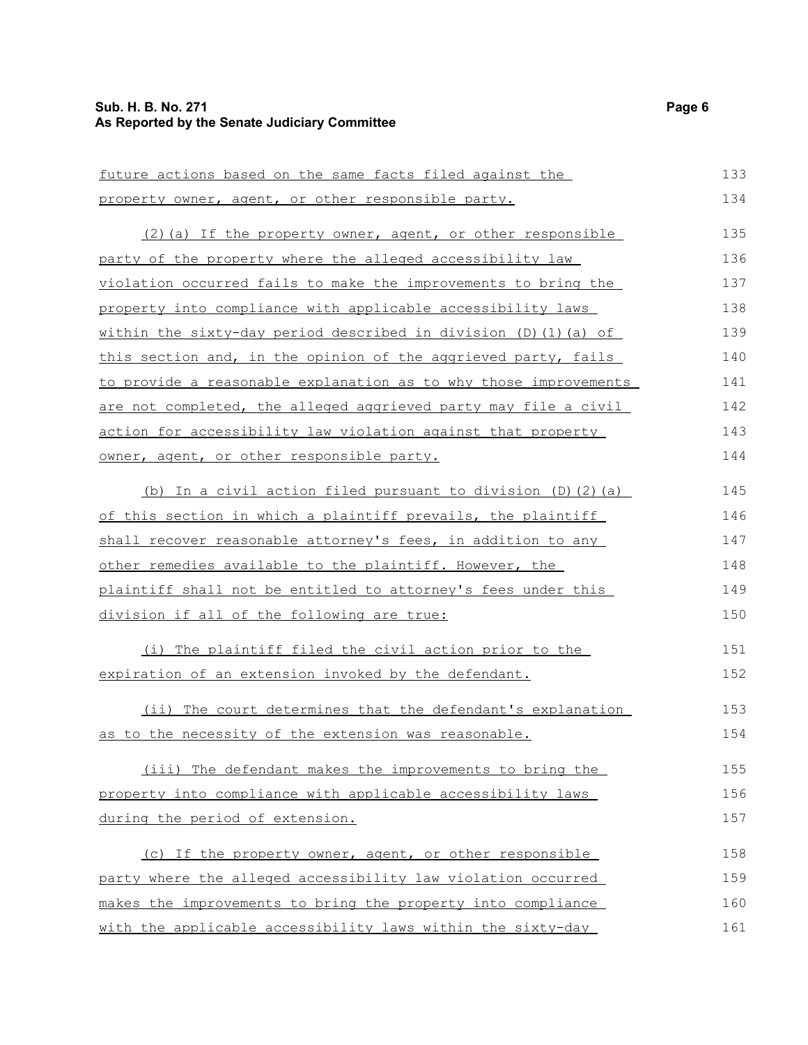future actions based on the same facts filed against the property owner, agent, or other responsible party.

(2)(a) If the property owner, agent, or other responsible party of the property where the alleged accessibility law violation occurred fails to make the improvements to bring the property into compliance with applicable accessibility laws within the sixty-day period described in division (D)(1)(a) of this section and, in the opinion of the aggrieved party, fails to provide a reasonable explanation as to why those improvements are not completed, the alleged aggrieved party may file a civil action for accessibility law violation against that property owner, agent, or other responsible party.

(b) In a civil action filed pursuant to division (D)(2)(a) of this section in which a plaintiff prevails, the plaintiff shall recover reasonable attorney's fees, in addition to any other remedies available to the plaintiff. However, the plaintiff shall not be entitled to attorney's fees under this division if all of the following are true:

(i) The plaintiff filed the civil action prior to the expiration of an extension invoked by the defendant.

(ii) The court determines that the defendant's explanation as to the necessity of the extension was reasonable.

(iii) The defendant makes the improvements to bring the property into compliance with applicable accessibility laws during the period of extension.

(c) If the property owner, agent, or other responsible party where the alleged accessibility law violation occurred makes the improvements to bring the property into compliance with the applicable accessibility laws within the sixty-day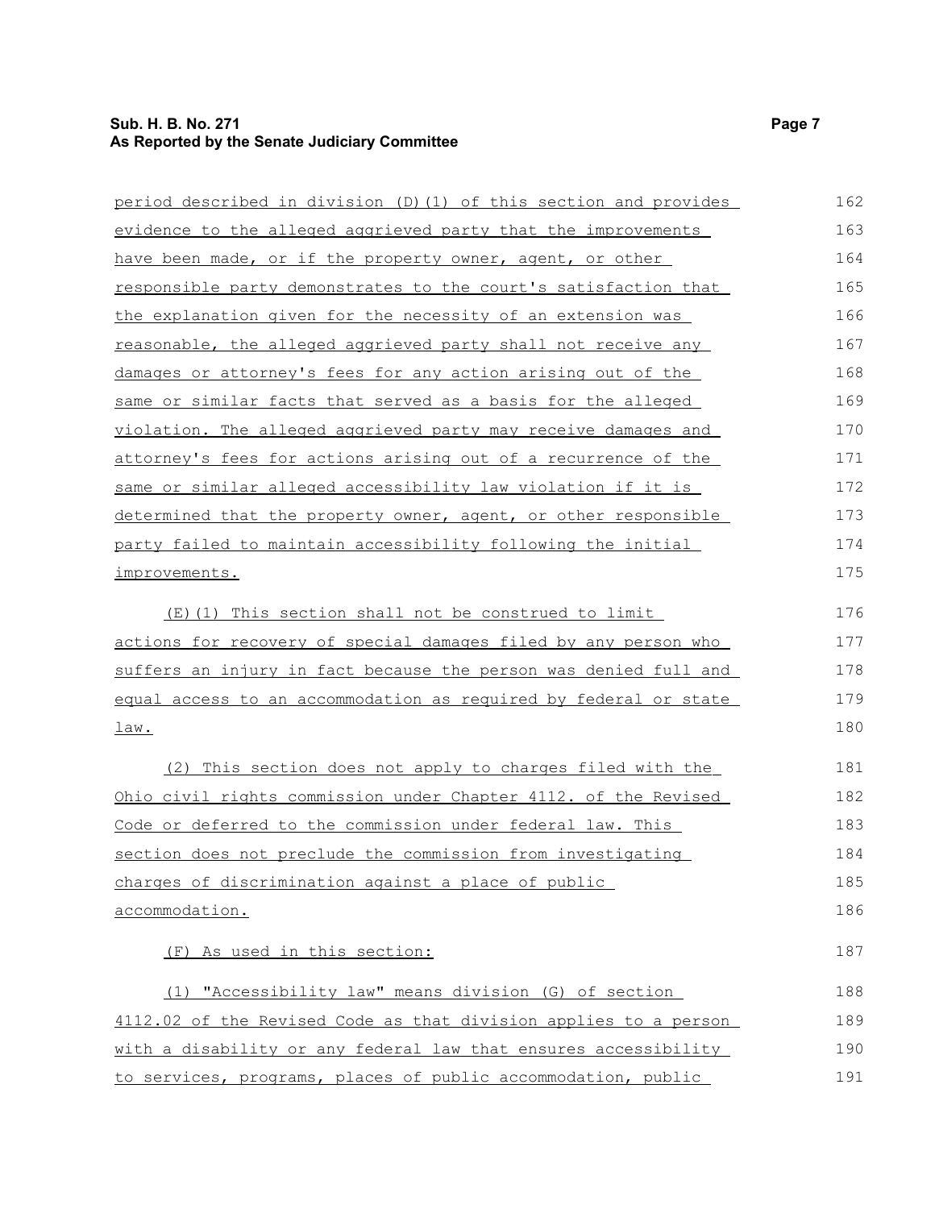period described in division (D)(1) of this section and provides evidence to the alleged aggrieved party that the improvements have been made, or if the property owner, agent, or other responsible party demonstrates to the court's satisfaction that the explanation given for the necessity of an extension was reasonable, the alleged aggrieved party shall not receive any damages or attorney's fees for any action arising out of the same or similar facts that served as a basis for the alleged violation. The alleged aggrieved party may receive damages and attorney's fees for actions arising out of a recurrence of the same or similar alleged accessibility law violation if it is determined that the property owner, agent, or other responsible party failed to maintain accessibility following the initial improvements.

(E)(1) This section shall not be construed to limit actions for recovery of special damages filed by any person who suffers an injury in fact because the person was denied full and equal access to an accommodation as required by federal or state law.

(2) This section does not apply to charges filed with the Ohio civil rights commission under Chapter 4112. of the Revised Code or deferred to the commission under federal law. This section does not preclude the commission from investigating charges of discrimination against a place of public accommodation.

(F) As used in this section:

(1) "Accessibility law" means division (G) of section 4112.02 of the Revised Code as that division applies to a person with a disability or any federal law that ensures accessibility to services, programs, places of public accommodation, public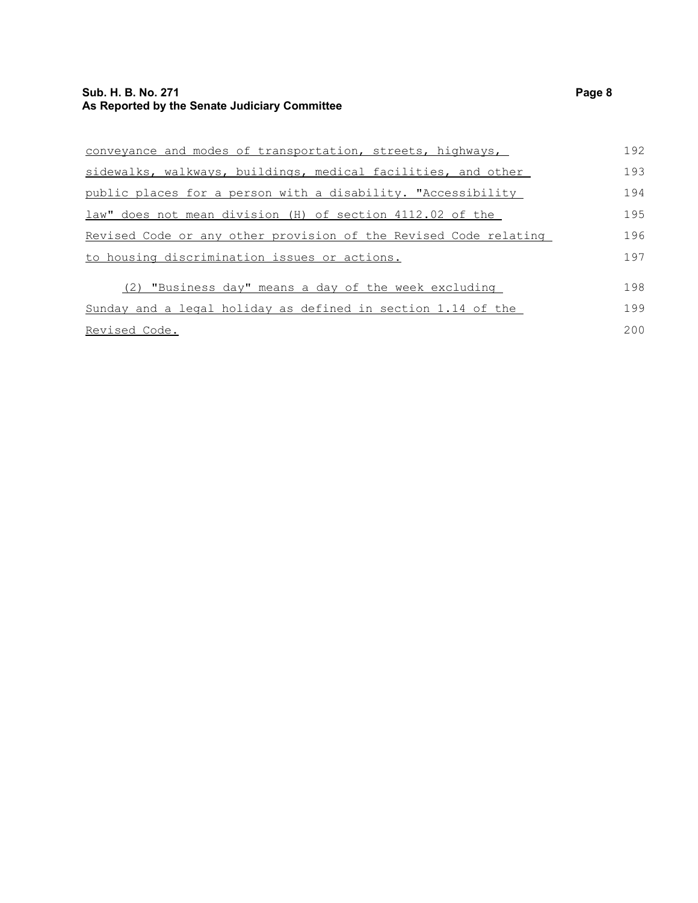conveyance and modes of transportation, streets, highways, sidewalks, walkways, buildings, medical facilities, and other public places for a person with a disability. "Accessibility law" does not mean division (H) of section 4112.02 of the Revised Code or any other provision of the Revised Code relating to housing discrimination issues or actions.

(2) "Business day" means a day of the week excluding Sunday and a legal holiday as defined in section 1.14 of the Revised Code.